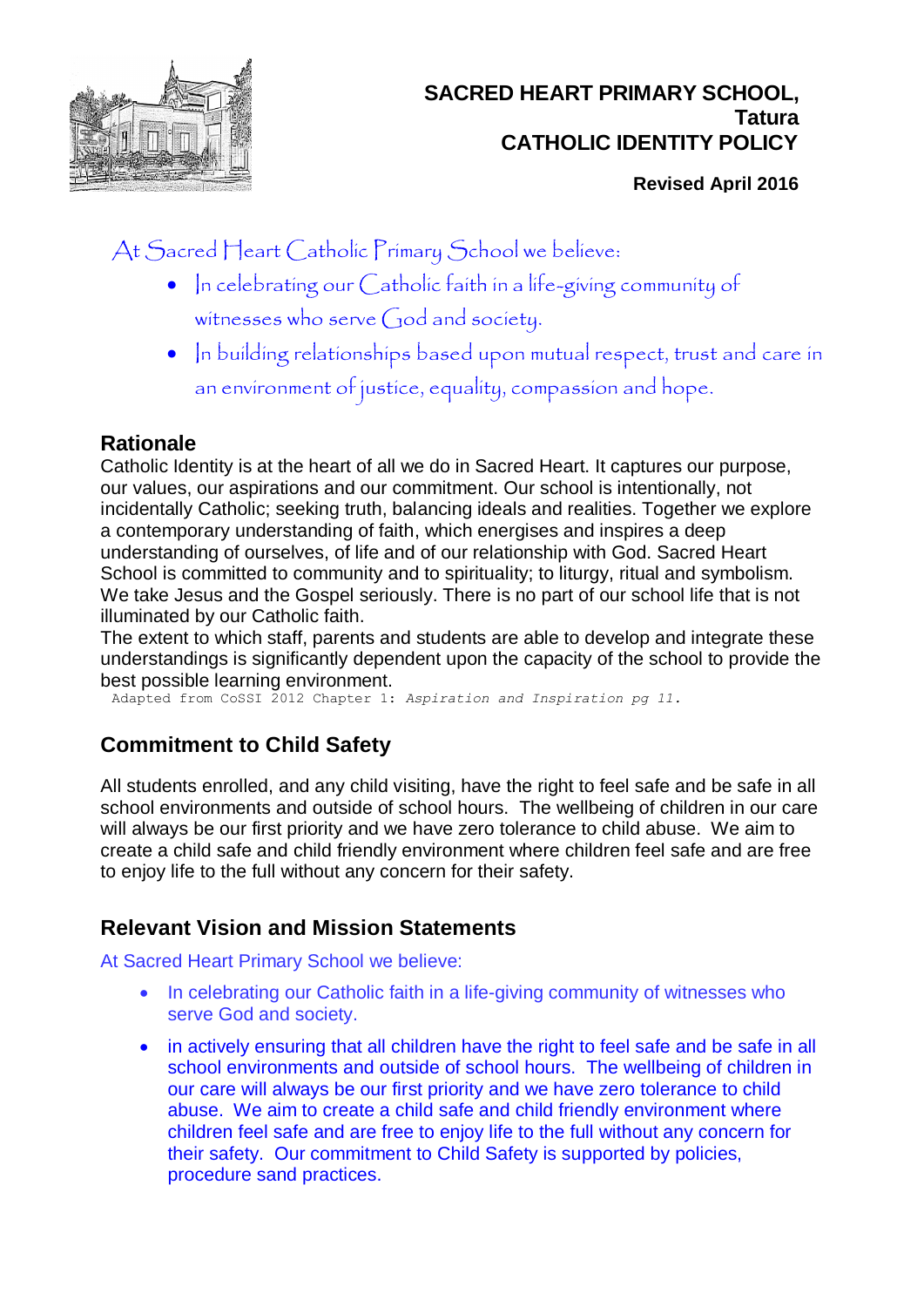# SACRED HEART PRIMARY SCHOOL, Tatura
# CATHOLIC IDENTITY POLICY

**Revised April 2016**

At Sacred Heart Catholic Primary School we believe:

- In celebrating our Catholic faith in a life-giving community of witnesses who serve God and society.
- In building relationships based upon mutual respect, trust and care in an environment of justice, equality, compassion and hope.

## Rationale

Catholic Identity is at the heart of all we do in Sacred Heart. It captures our purpose, our values, our aspirations and our commitment. Our school is intentionally, not incidentally Catholic; seeking truth, balancing ideals and realities. Together we explore a contemporary understanding of faith, which energises and inspires a deep understanding of ourselves, of life and of our relationship with God. Sacred Heart School is committed to community and to spirituality; to liturgy, ritual and symbolism. We take Jesus and the Gospel seriously. There is no part of our school life that is not illuminated by our Catholic faith.
The extent to which staff, parents and students are able to develop and integrate these understandings is significantly dependent upon the capacity of the school to provide the best possible learning environment.

Adapted from CoSSI 2012 Chapter 1: *Aspiration and Inspiration pg 11.*

## Commitment to Child Safety

All students enrolled, and any child visiting, have the right to feel safe and be safe in all school environments and outside of school hours. The wellbeing of children in our care will always be our first priority and we have zero tolerance to child abuse. We aim to create a child safe and child friendly environment where children feel safe and are free to enjoy life to the full without any concern for their safety.

## Relevant Vision and Mission Statements

At Sacred Heart Primary School we believe:

- In celebrating our Catholic faith in a life-giving community of witnesses who serve God and society.
- in actively ensuring that all children have the right to feel safe and be safe in all school environments and outside of school hours. The wellbeing of children in our care will always be our first priority and we have zero tolerance to child abuse. We aim to create a child safe and child friendly environment where children feel safe and are free to enjoy life to the full without any concern for their safety. Our commitment to Child Safety is supported by policies, procedure sand practices.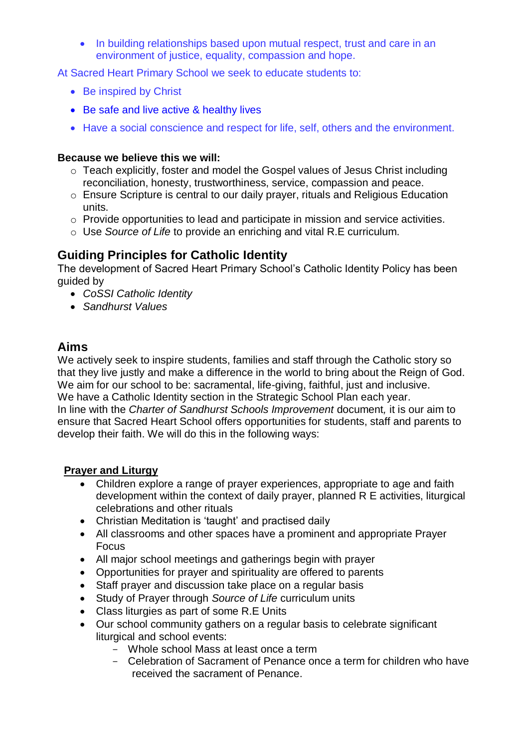- In building relationships based upon mutual respect, trust and care in an environment of justice, equality, compassion and hope.

At Sacred Heart Primary School we seek to educate students to:

- Be inspired by Christ
- Be safe and live active & healthy lives
- Have a social conscience and respect for life, self, others and the environment.

**Because we believe this we will:**

- Teach explicitly, foster and model the Gospel values of Jesus Christ including reconciliation, honesty, trustworthiness, service, compassion and peace.
- Ensure Scripture is central to our daily prayer, rituals and Religious Education units.
- Provide opportunities to lead and participate in mission and service activities.
- Use *Source of Life* to provide an enriching and vital R.E curriculum.

## Guiding Principles for Catholic Identity

The development of Sacred Heart Primary School's Catholic Identity Policy has been guided by

- *CoSSI Catholic Identity*
- *Sandhurst Values*

## Aims

We actively seek to inspire students, families and staff through the Catholic story so that they live justly and make a difference in the world to bring about the Reign of God. We aim for our school to be: sacramental, life-giving, faithful, just and inclusive.
We have a Catholic Identity section in the Strategic School Plan each year.
In line with the *Charter of Sandhurst Schools Improvement* document*,* it is our aim to ensure that Sacred Heart School offers opportunities for students, staff and parents to develop their faith. We will do this in the following ways:

**<u>Prayer and Liturgy</u>**

- Children explore a range of prayer experiences, appropriate to age and faith development within the context of daily prayer, planned R E activities, liturgical celebrations and other rituals
- Christian Meditation is 'taught' and practised daily
- All classrooms and other spaces have a prominent and appropriate Prayer Focus
- All major school meetings and gatherings begin with prayer
- Opportunities for prayer and spirituality are offered to parents
- Staff prayer and discussion take place on a regular basis
- Study of Prayer through *Source of Life* curriculum units
- Class liturgies as part of some R.E Units
- Our school community gathers on a regular basis to celebrate significant liturgical and school events:
  - Whole school Mass at least once a term
  - Celebration of Sacrament of Penance once a term for children who have received the sacrament of Penance.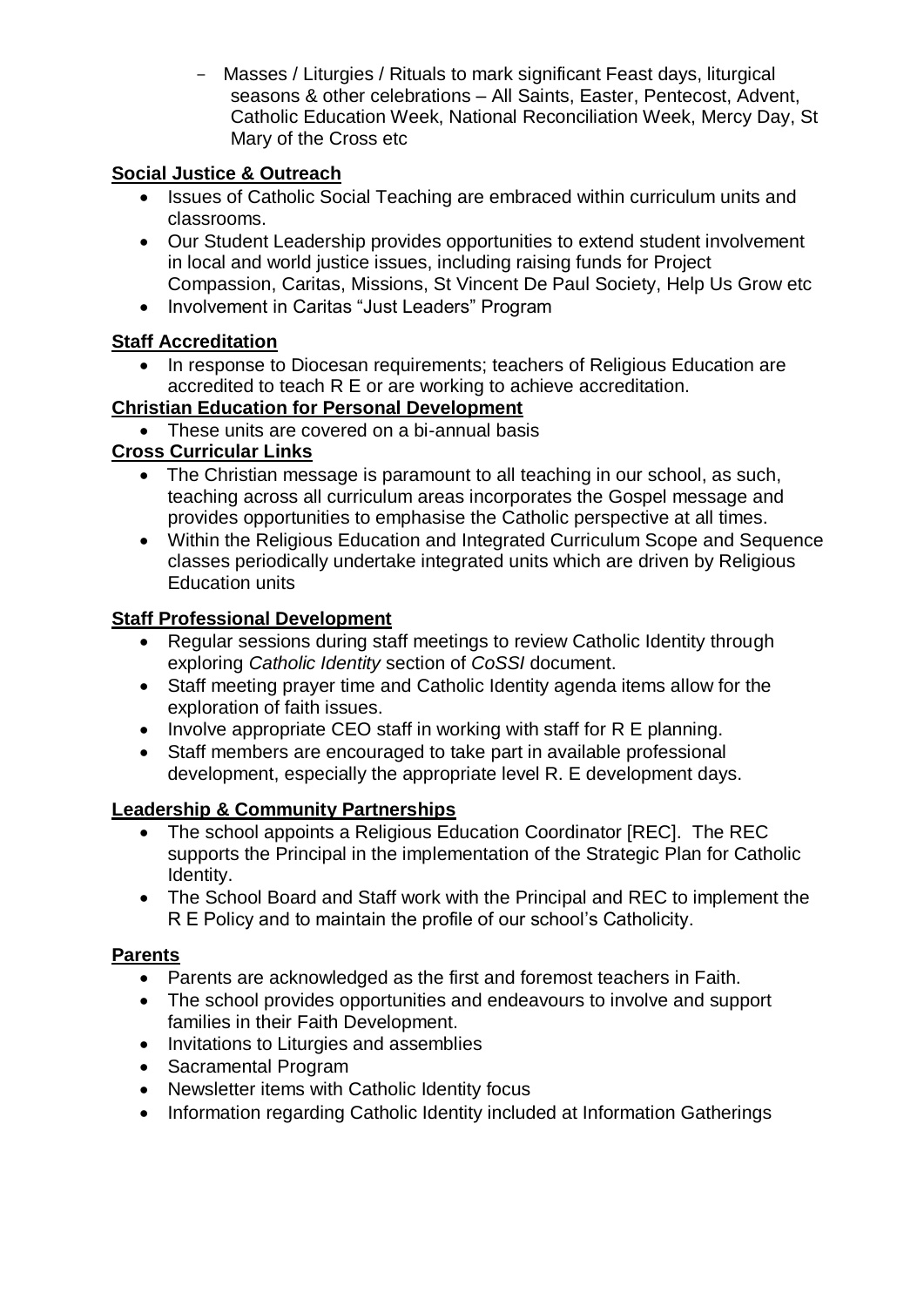- Masses / Liturgies / Rituals to mark significant Feast days, liturgical seasons & other celebrations – All Saints, Easter, Pentecost, Advent, Catholic Education Week, National Reconciliation Week, Mercy Day, St Mary of the Cross etc

**Social Justice & Outreach**

- Issues of Catholic Social Teaching are embraced within curriculum units and classrooms.
- Our Student Leadership provides opportunities to extend student involvement in local and world justice issues, including raising funds for Project Compassion, Caritas, Missions, St Vincent De Paul Society, Help Us Grow etc
- Involvement in Caritas "Just Leaders" Program

**Staff Accreditation**

- In response to Diocesan requirements; teachers of Religious Education are accredited to teach R E or are working to achieve accreditation.

**Christian Education for Personal Development**

- These units are covered on a bi-annual basis

**Cross Curricular Links**

- The Christian message is paramount to all teaching in our school, as such, teaching across all curriculum areas incorporates the Gospel message and provides opportunities to emphasise the Catholic perspective at all times.
- Within the Religious Education and Integrated Curriculum Scope and Sequence classes periodically undertake integrated units which are driven by Religious Education units

**Staff Professional Development**

- Regular sessions during staff meetings to review Catholic Identity through exploring *Catholic Identity* section of *CoSSI* document.
- Staff meeting prayer time and Catholic Identity agenda items allow for the exploration of faith issues.
- Involve appropriate CEO staff in working with staff for R E planning.
- Staff members are encouraged to take part in available professional development, especially the appropriate level R. E development days.

**Leadership & Community Partnerships**

- The school appoints a Religious Education Coordinator [REC]. The REC supports the Principal in the implementation of the Strategic Plan for Catholic Identity.
- The School Board and Staff work with the Principal and REC to implement the R E Policy and to maintain the profile of our school's Catholicity.

**Parents**

- Parents are acknowledged as the first and foremost teachers in Faith.
- The school provides opportunities and endeavours to involve and support families in their Faith Development.
- Invitations to Liturgies and assemblies
- Sacramental Program
- Newsletter items with Catholic Identity focus
- Information regarding Catholic Identity included at Information Gatherings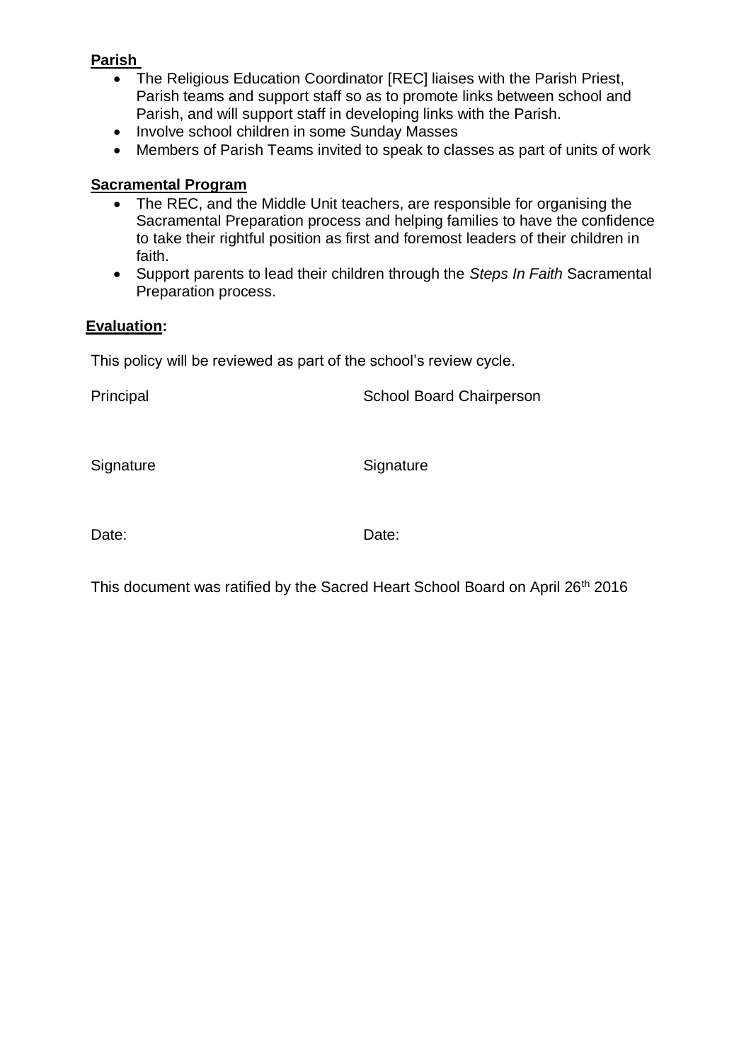**Parish**

- The Religious Education Coordinator [REC] liaises with the Parish Priest, Parish teams and support staff so as to promote links between school and Parish, and will support staff in developing links with the Parish.
- Involve school children in some Sunday Masses
- Members of Parish Teams invited to speak to classes as part of units of work

**Sacramental Program**

- The REC, and the Middle Unit teachers, are responsible for organising the Sacramental Preparation process and helping families to have the confidence to take their rightful position as first and foremost leaders of their children in faith.
- Support parents to lead their children through the *Steps In Faith* Sacramental Preparation process.

**Evaluation:**

This policy will be reviewed as part of the school's review cycle.

| | |
|---|---|
| Principal | School Board Chairperson |
| Signature | Signature |
| Date: | Date: |

This document was ratified by the Sacred Heart School Board on April 26th 2016